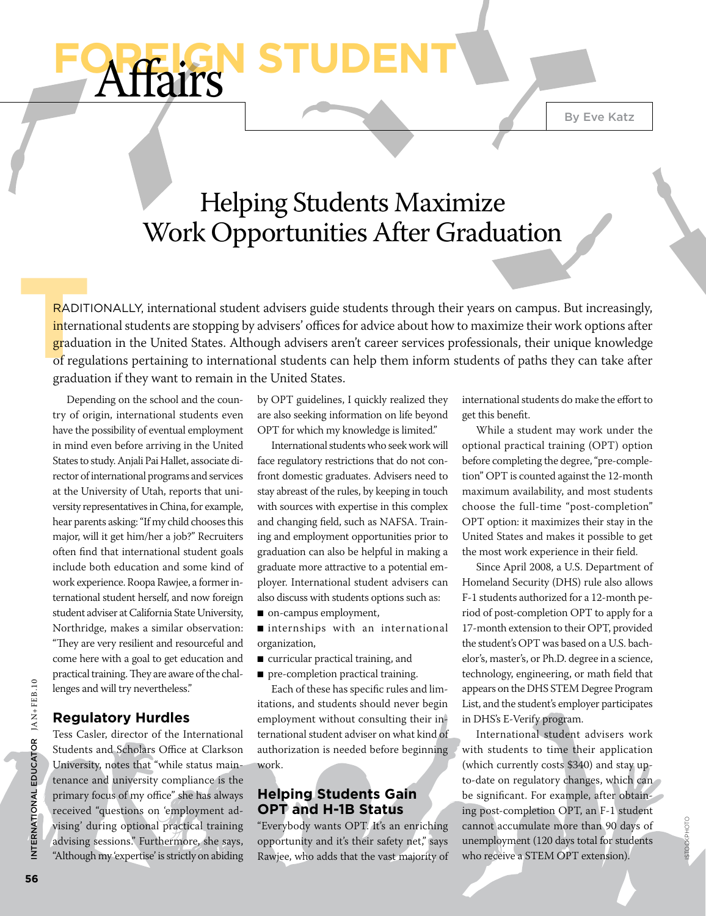# FOREIGN STUDENT Affairs

By Eve Katz

# Helping Students Maximize Work Opportunities After Graduation

TRADITIONALLY, international student advisers guide students through their years on campus. But increasingly, international students are stopping by advisers' offices for advice about how to maximize their work options after graduation in the United States. Although advisers aren't career services professionals, their unique knowledge of regulations pertaining to international students can help them inform students of paths they can take after graduation if they want to remain in the United States.

Depending on the school and the country of origin, international students even have the possibility of eventual employment in mind even before arriving in the United States to study. Anjali Pai Hallet, associate director of international programs and services at the University of Utah, reports that university representatives in China, for example, hear parents asking: "If my child chooses this major, will it get him/her a job?" Recruiters often find that international student goals include both education and some kind of work experience. Roopa Rawjee, a former international student herself, and now foreign student adviser at California State University, Northridge, makes a similar observation: "They are very resilient and resourceful and come here with a goal to get education and practical training. They are aware of the challenges and will try nevertheless."

## Regulatory Hurdles

Tess Casler, director of the International Students and Scholars Office at Clarkson University, notes that "while status maintenance and university compliance is the primary focus of my office" she has always received "questions on 'employment advising' during optional practical training advising sessions." Furthermore, she says, "Although my 'expertise' is strictly on abiding by OPT guidelines, I quickly realized they are also seeking information on life beyond OPT for which my knowledge is limited."

International students who seek work will face regulatory restrictions that do not confront domestic graduates. Advisers need to stay abreast of the rules, by keeping in touch with sources with expertise in this complex and changing field, such as NAFSA. Training and employment opportunities prior to graduation can also be helpful in making a graduate more attractive to a potential employer. International student advisers can also discuss with students options such as:

- on-campus employment,
- internships with an international organization,
- curricular practical training, and
- pre-completion practical training.

Each of these has specific rules and limitations, and students should never begin employment without consulting their international student adviser on what kind of authorization is needed before beginning work.

## Helping Students Gain OPT and H-1B Status

"Everybody wants OPT. It's an enriching opportunity and it's their safety net," says Rawjee, who adds that the vast majority of international students do make the effort to get this benefit.

While a student may work under the optional practical training (OPT) option before completing the degree, "pre-completion" OPT is counted against the 12-month maximum availability, and most students choose the full-time "post-completion" OPT option: it maximizes their stay in the United States and makes it possible to get the most work experience in their field.

Since April 2008, a U.S. Department of Homeland Security (DHS) rule also allows F-1 students authorized for a 12-month period of post-completion OPT to apply for a 17-month extension to their OPT, provided the student's OPT was based on a U.S. bachelor's, master's, or Ph.D. degree in a science, technology, engineering, or math field that appears on the DHS STEM Degree Program List, and the student's employer participates in DHS's E-Verify program.

International student advisers work with students to time their application (which currently costs $340) and stay up-to-date on regulatory changes, which can be significant. For example, after obtaining post-completion OPT, an F-1 student cannot accumulate more than 90 days of unemployment (120 days total for students who receive a STEM OPT extension).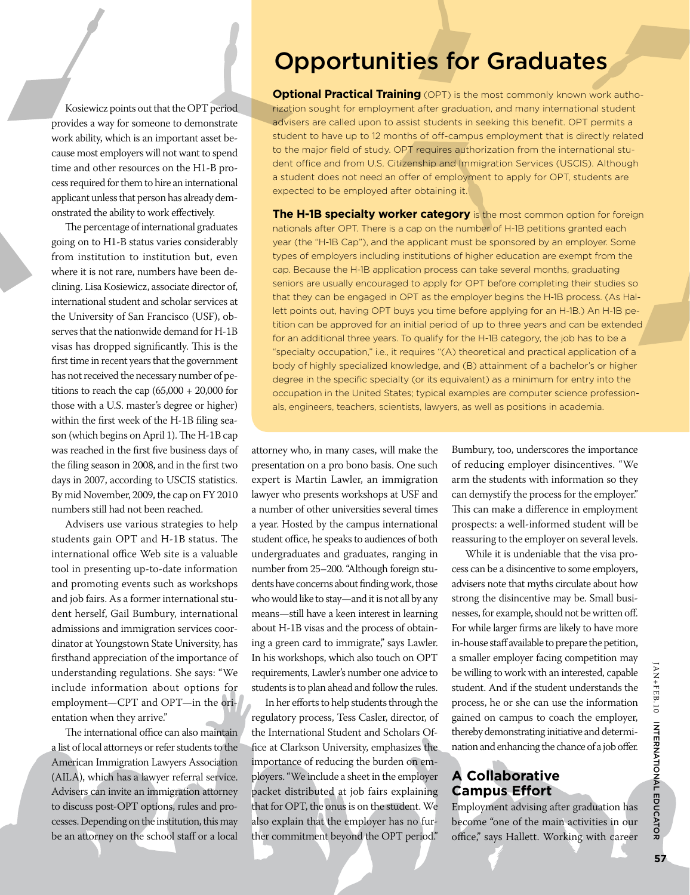Kosiewicz points out that the OPT period provides a way for someone to demonstrate work ability, which is an important asset because most employers will not want to spend time and other resources on the H1-B process required for them to hire an international applicant unless that person has already demonstrated the ability to work effectively.

The percentage of international graduates going on to H1-B status varies considerably from institution to institution but, even where it is not rare, numbers have been declining. Lisa Kosiewicz, associate director of, international student and scholar services at the University of San Francisco (USF), observes that the nationwide demand for H-1B visas has dropped significantly. This is the first time in recent years that the government has not received the necessary number of petitions to reach the cap (65,000 + 20,000 for those with a U.S. master's degree or higher) within the first week of the H-1B filing season (which begins on April 1). The H-1B cap was reached in the first five business days of the filing season in 2008, and in the first two days in 2007, according to USCIS statistics. By mid November, 2009, the cap on FY 2010 numbers still had not been reached.

Advisers use various strategies to help students gain OPT and H-1B status. The international office Web site is a valuable tool in presenting up-to-date information and promoting events such as workshops and job fairs. As a former international student herself, Gail Bumbury, international admissions and immigration services coordinator at Youngstown State University, has firsthand appreciation of the importance of understanding regulations. She says: "We include information about options for employment—CPT and OPT—in the orientation when they arrive."

The international office can also maintain a list of local attorneys or refer students to the American Immigration Lawyers Association (AILA), which has a lawyer referral service. Advisers can invite an immigration attorney to discuss post-OPT options, rules and processes. Depending on the institution, this may be an attorney on the school staff or a local attorney who, in many cases, will make the presentation on a pro bono basis. One such expert is Martin Lawler, an immigration lawyer who presents workshops at USF and a number of other universities several times a year. Hosted by the campus international student office, he speaks to audiences of both undergraduates and graduates, ranging in number from 25–200. "Although foreign students have concerns about finding work, those who would like to stay—and it is not all by any means—still have a keen interest in learning about H-1B visas and the process of obtaining a green card to immigrate," says Lawler. In his workshops, which also touch on OPT requirements, Lawler's number one advice to students is to plan ahead and follow the rules.

In her efforts to help students through the regulatory process, Tess Casler, director, of the International Student and Scholars Office at Clarkson University, emphasizes the importance of reducing the burden on employers. "We include a sheet in the employer packet distributed at job fairs explaining that for OPT, the onus is on the student. We also explain that the employer has no further commitment beyond the OPT period."

Bumbury, too, underscores the importance of reducing employer disincentives. "We arm the students with information so they can demystify the process for the employer." This can make a difference in employment prospects: a well-informed student will be reassuring to the employer on several levels.

While it is undeniable that the visa process can be a disincentive to some employers, advisers note that myths circulate about how strong the disincentive may be. Small businesses, for example, should not be written off. For while larger firms are likely to have more in-house staff available to prepare the petition, a smaller employer facing competition may be willing to work with an interested, capable student. And if the student understands the process, he or she can use the information gained on campus to coach the employer, thereby demonstrating initiative and determination and enhancing the chance of a job offer.

## A Collaborative Campus Effort

Employment advising after graduation has become "one of the main activities in our office," says Hallett. Working with career

# Opportunities for Graduates

**Optional Practical Training** (OPT) is the most commonly known work authorization sought for employment after graduation, and many international student advisers are called upon to assist students in seeking this benefit. OPT permits a student to have up to 12 months of off-campus employment that is directly related to the major field of study. OPT requires authorization from the international student office and from U.S. Citizenship and Immigration Services (USCIS). Although a student does not need an offer of employment to apply for OPT, students are expected to be employed after obtaining it.

**The H-1B specialty worker category** is the most common option for foreign nationals after OPT. There is a cap on the number of H-1B petitions granted each year (the "H-1B Cap"), and the applicant must be sponsored by an employer. Some types of employers including institutions of higher education are exempt from the cap. Because the H-1B application process can take several months, graduating seniors are usually encouraged to apply for OPT before completing their studies so that they can be engaged in OPT as the employer begins the H-1B process. (As Hallett points out, having OPT buys you time before applying for an H-1B.) An H-1B petition can be approved for an initial period of up to three years and can be extended for an additional three years. To qualify for the H-1B category, the job has to be a "specialty occupation," i.e., it requires "(A) theoretical and practical application of a body of highly specialized knowledge, and (B) attainment of a bachelor's or higher degree in the specific specialty (or its equivalent) as a minimum for entry into the occupation in the United States; typical examples are computer science professionals, engineers, teachers, scientists, lawyers, as well as positions in academia.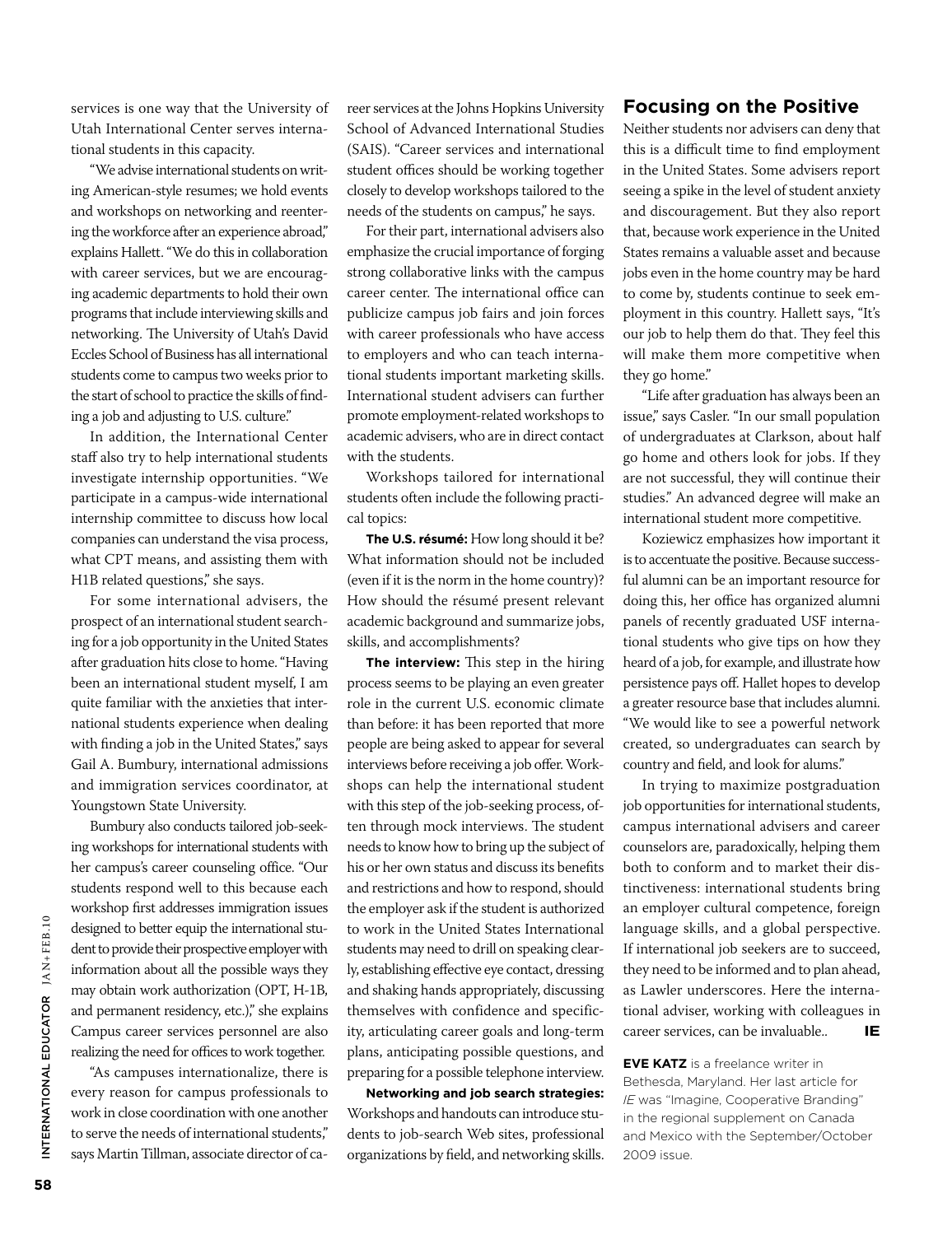services is one way that the University of Utah International Center serves international students in this capacity.

"We advise international students on writing American-style resumes; we hold events and workshops on networking and reentering the workforce after an experience abroad," explains Hallett. "We do this in collaboration with career services, but we are encouraging academic departments to hold their own programs that include interviewing skills and networking. The University of Utah's David Eccles School of Business has all international students come to campus two weeks prior to the start of school to practice the skills of finding a job and adjusting to U.S. culture."

In addition, the International Center staff also try to help international students investigate internship opportunities. "We participate in a campus-wide international internship committee to discuss how local companies can understand the visa process, what CPT means, and assisting them with H1B related questions," she says.

For some international advisers, the prospect of an international student searching for a job opportunity in the United States after graduation hits close to home. "Having been an international student myself, I am quite familiar with the anxieties that international students experience when dealing with finding a job in the United States," says Gail A. Bumbury, international admissions and immigration services coordinator, at Youngstown State University.

Bumbury also conducts tailored job-seeking workshops for international students with her campus's career counseling office. "Our students respond well to this because each workshop first addresses immigration issues designed to better equip the international student to provide their prospective employer with information about all the possible ways they may obtain work authorization (OPT, H-1B, and permanent residency, etc.)," she explains Campus career services personnel are also realizing the need for offices to work together.

"As campuses internationalize, there is every reason for campus professionals to work in close coordination with one another to serve the needs of international students," says Martin Tillman, associate director of career services at the Johns Hopkins University School of Advanced International Studies (SAIS). "Career services and international student offices should be working together closely to develop workshops tailored to the needs of the students on campus," he says.

For their part, international advisers also emphasize the crucial importance of forging strong collaborative links with the campus career center. The international office can publicize campus job fairs and join forces with career professionals who have access to employers and who can teach international students important marketing skills. International student advisers can further promote employment-related workshops to academic advisers, who are in direct contact with the students.

Workshops tailored for international students often include the following practical topics:

**The U.S. résumé:** How long should it be? What information should not be included (even if it is the norm in the home country)? How should the résumé present relevant academic background and summarize jobs, skills, and accomplishments?

**The interview:** This step in the hiring process seems to be playing an even greater role in the current U.S. economic climate than before: it has been reported that more people are being asked to appear for several interviews before receiving a job offer. Workshops can help the international student with this step of the job-seeking process, often through mock interviews. The student needs to know how to bring up the subject of his or her own status and discuss its benefits and restrictions and how to respond, should the employer ask if the student is authorized to work in the United States International students may need to drill on speaking clearly, establishing effective eye contact, dressing and shaking hands appropriately, discussing themselves with confidence and specificity, articulating career goals and long-term plans, anticipating possible questions, and preparing for a possible telephone interview.

**Networking and job search strategies:** Workshops and handouts can introduce students to job-search Web sites, professional organizations by field, and networking skills.

## Focusing on the Positive

Neither students nor advisers can deny that this is a difficult time to find employment in the United States. Some advisers report seeing a spike in the level of student anxiety and discouragement. But they also report that, because work experience in the United States remains a valuable asset and because jobs even in the home country may be hard to come by, students continue to seek employment in this country. Hallett says, "It's our job to help them do that. They feel this will make them more competitive when they go home."

"Life after graduation has always been an issue," says Casler. "In our small population of undergraduates at Clarkson, about half go home and others look for jobs. If they are not successful, they will continue their studies." An advanced degree will make an international student more competitive.

Koziewicz emphasizes how important it is to accentuate the positive. Because successful alumni can be an important resource for doing this, her office has organized alumni panels of recently graduated USF international students who give tips on how they heard of a job, for example, and illustrate how persistence pays off. Hallet hopes to develop a greater resource base that includes alumni. "We would like to see a powerful network created, so undergraduates can search by country and field, and look for alums."

In trying to maximize postgraduation job opportunities for international students, campus international advisers and career counselors are, paradoxically, helping them both to conform and to market their distinctiveness: international students bring an employer cultural competence, foreign language skills, and a global perspective. If international job seekers are to succeed, they need to be informed and to plan ahead, as Lawler underscores. Here the international adviser, working with colleagues in career services, can be invaluable.. **IE**

**EVE KATZ** is a freelance writer in Bethesda, Maryland. Her last article for *IE* was "Imagine, Cooperative Branding" in the regional supplement on Canada and Mexico with the September/October 2009 issue.